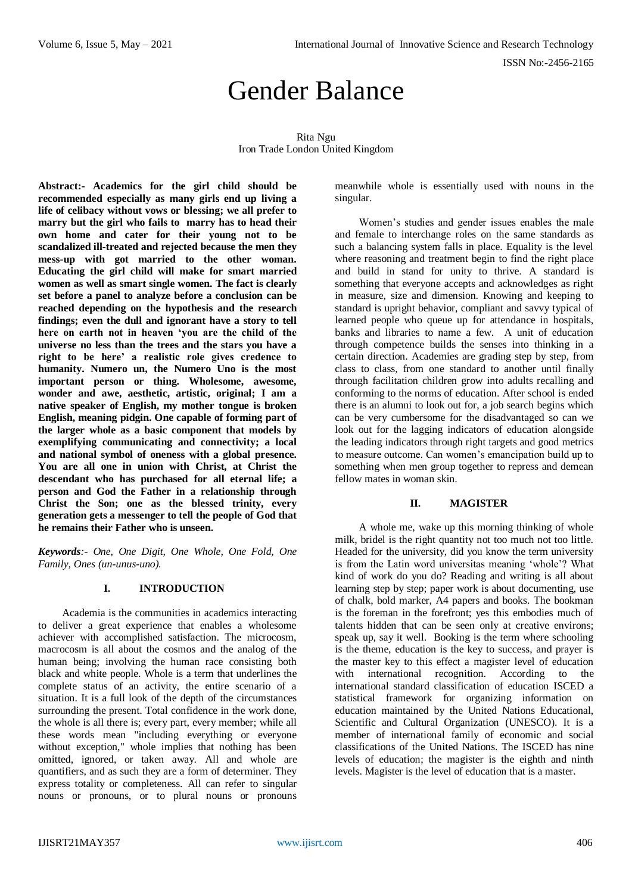# Gender Balance

Rita Ngu
Iron Trade London United Kingdom

**Abstract:- Academics for the girl child should be recommended especially as many girls end up living a life of celibacy without vows or blessing; we all prefer to marry but the girl who fails to marry has to head their own home and cater for their young not to be scandalized ill-treated and rejected because the men they mess-up with got married to the other woman. Educating the girl child will make for smart married women as well as smart single women. The fact is clearly set before a panel to analyze before a conclusion can be reached depending on the hypothesis and the research findings; even the dull and ignorant have a story to tell here on earth not in heaven 'you are the child of the universe no less than the trees and the stars you have a right to be here' a realistic role gives credence to humanity. Numero un, the Numero Uno is the most important person or thing. Wholesome, awesome, wonder and awe, aesthetic, artistic, original; I am a native speaker of English, my mother tongue is broken English, meaning pidgin. One capable of forming part of the larger whole as a basic component that models by exemplifying communicating and connectivity; a local and national symbol of oneness with a global presence. You are all one in union with Christ, at Christ the descendant who has purchased for all eternal life; a person and God the Father in a relationship through Christ the Son; one as the blessed trinity, every generation gets a messenger to tell the people of God that he remains their Father who is unseen.**

***Keywords**:- One, One Digit, One Whole, One Fold, One Family, Ones (un-unus-uno).*

## I. INTRODUCTION

Academia is the communities in academics interacting to deliver a great experience that enables a wholesome achiever with accomplished satisfaction. The microcosm, macrocosm is all about the cosmos and the analog of the human being; involving the human race consisting both black and white people. Whole is a term that underlines the complete status of an activity, the entire scenario of a situation. It is a full look of the depth of the circumstances surrounding the present. Total confidence in the work done, the whole is all there is; every part, every member; while all these words mean "including everything or everyone without exception," whole implies that nothing has been omitted, ignored, or taken away. All and whole are quantifiers, and as such they are a form of determiner. They express totality or completeness. All can refer to singular nouns or pronouns, or to plural nouns or pronouns meanwhile whole is essentially used with nouns in the singular.

Women's studies and gender issues enables the male and female to interchange roles on the same standards as such a balancing system falls in place. Equality is the level where reasoning and treatment begin to find the right place and build in stand for unity to thrive. A standard is something that everyone accepts and acknowledges as right in measure, size and dimension. Knowing and keeping to standard is upright behavior, compliant and savvy typical of learned people who queue up for attendance in hospitals, banks and libraries to name a few. A unit of education through competence builds the senses into thinking in a certain direction. Academies are grading step by step, from class to class, from one standard to another until finally through facilitation children grow into adults recalling and conforming to the norms of education. After school is ended there is an alumni to look out for, a job search begins which can be very cumbersome for the disadvantaged so can we look out for the lagging indicators of education alongside the leading indicators through right targets and good metrics to measure outcome. Can women's emancipation build up to something when men group together to repress and demean fellow mates in woman skin.

## II. MAGISTER

A whole me, wake up this morning thinking of whole milk, bridel is the right quantity not too much not too little. Headed for the university, did you know the term university is from the Latin word universitas meaning 'whole'? What kind of work do you do? Reading and writing is all about learning step by step; paper work is about documenting, use of chalk, bold marker, A4 papers and books. The bookman is the foreman in the forefront; yes this embodies much of talents hidden that can be seen only at creative environs; speak up, say it well. Booking is the term where schooling is the theme, education is the key to success, and prayer is the master key to this effect a magister level of education with international recognition. According to the international standard classification of education ISCED a statistical framework for organizing information on education maintained by the United Nations Educational, Scientific and Cultural Organization (UNESCO). It is a member of international family of economic and social classifications of the United Nations. The ISCED has nine levels of education; the magister is the eighth and ninth levels. Magister is the level of education that is a master.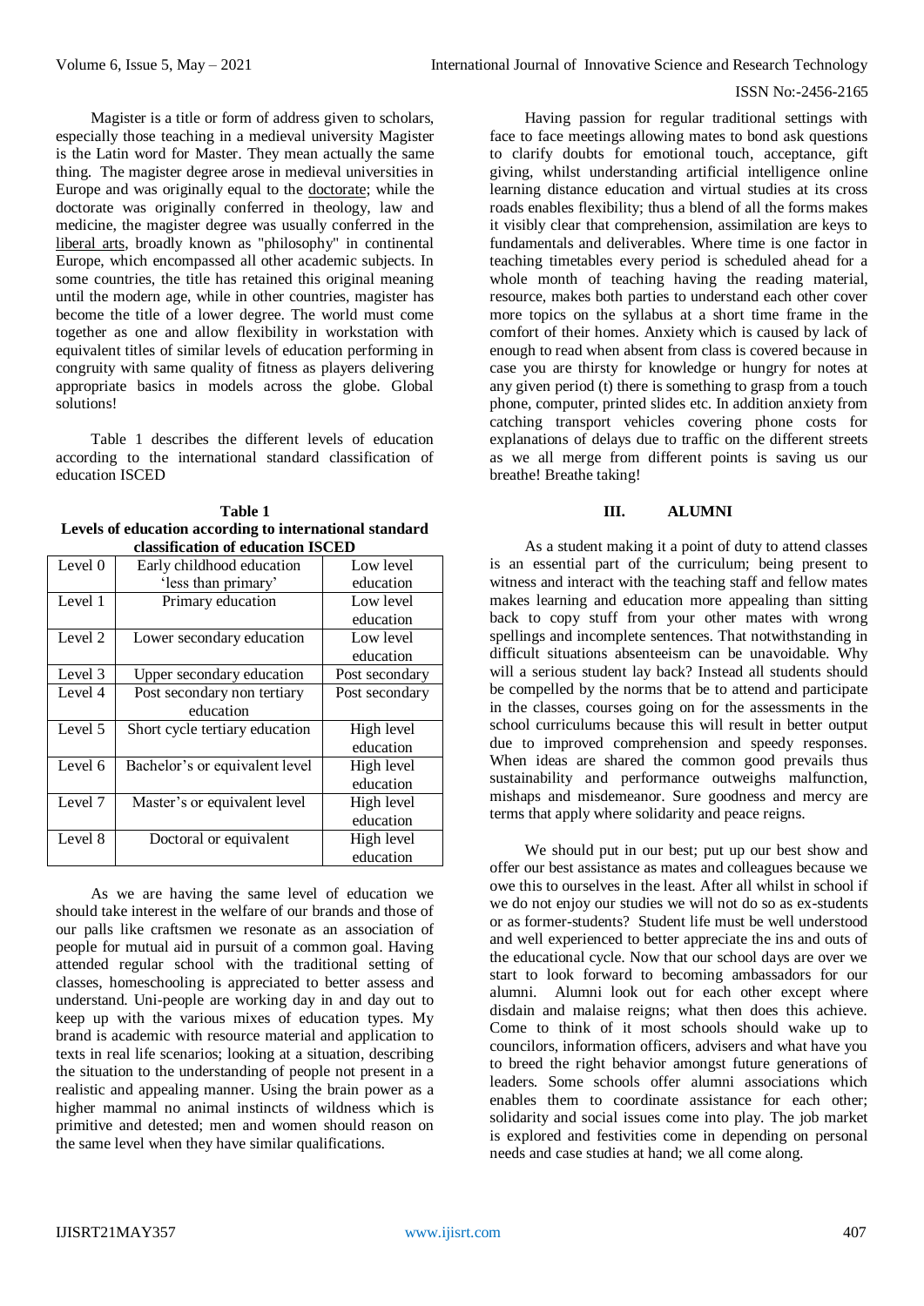Magister is a title or form of address given to scholars, especially those teaching in a medieval university Magister is the Latin word for Master. They mean actually the same thing. The magister degree arose in medieval universities in Europe and was originally equal to the doctorate; while the doctorate was originally conferred in theology, law and medicine, the magister degree was usually conferred in the liberal arts, broadly known as "philosophy" in continental Europe, which encompassed all other academic subjects. In some countries, the title has retained this original meaning until the modern age, while in other countries, magister has become the title of a lower degree. The world must come together as one and allow flexibility in workstation with equivalent titles of similar levels of education performing in congruity with same quality of fitness as players delivering appropriate basics in models across the globe. Global solutions!

Table 1 describes the different levels of education according to the international standard classification of education ISCED

**Table 1**
**Levels of education according to international standard classification of education ISCED**

| Level 0 | Early childhood education 'less than primary' | Low level education |
|---|---|---|
| Level 1 | Primary education | Low level education |
| Level 2 | Lower secondary education | Low level education |
| Level 3 | Upper secondary education | Post secondary |
| Level 4 | Post secondary non tertiary education | Post secondary |
| Level 5 | Short cycle tertiary education | High level education |
| Level 6 | Bachelor's or equivalent level | High level education |
| Level 7 | Master's or equivalent level | High level education |
| Level 8 | Doctoral or equivalent | High level education |

As we are having the same level of education we should take interest in the welfare of our brands and those of our palls like craftsmen we resonate as an association of people for mutual aid in pursuit of a common goal. Having attended regular school with the traditional setting of classes, homeschooling is appreciated to better assess and understand. Uni-people are working day in and day out to keep up with the various mixes of education types. My brand is academic with resource material and application to texts in real life scenarios; looking at a situation, describing the situation to the understanding of people not present in a realistic and appealing manner. Using the brain power as a higher mammal no animal instincts of wildness which is primitive and detested; men and women should reason on the same level when they have similar qualifications.

Having passion for regular traditional settings with face to face meetings allowing mates to bond ask questions to clarify doubts for emotional touch, acceptance, gift giving, whilst understanding artificial intelligence online learning distance education and virtual studies at its cross roads enables flexibility; thus a blend of all the forms makes it visibly clear that comprehension, assimilation are keys to fundamentals and deliverables. Where time is one factor in teaching timetables every period is scheduled ahead for a whole month of teaching having the reading material, resource, makes both parties to understand each other cover more topics on the syllabus at a short time frame in the comfort of their homes. Anxiety which is caused by lack of enough to read when absent from class is covered because in case you are thirsty for knowledge or hungry for notes at any given period (t) there is something to grasp from a touch phone, computer, printed slides etc. In addition anxiety from catching transport vehicles covering phone costs for explanations of delays due to traffic on the different streets as we all merge from different points is saving us our breathe! Breathe taking!

## III. ALUMNI

As a student making it a point of duty to attend classes is an essential part of the curriculum; being present to witness and interact with the teaching staff and fellow mates makes learning and education more appealing than sitting back to copy stuff from your other mates with wrong spellings and incomplete sentences. That notwithstanding in difficult situations absenteeism can be unavoidable. Why will a serious student lay back? Instead all students should be compelled by the norms that be to attend and participate in the classes, courses going on for the assessments in the school curriculums because this will result in better output due to improved comprehension and speedy responses. When ideas are shared the common good prevails thus sustainability and performance outweighs malfunction, mishaps and misdemeanor. Sure goodness and mercy are terms that apply where solidarity and peace reigns.

We should put in our best; put up our best show and offer our best assistance as mates and colleagues because we owe this to ourselves in the least. After all whilst in school if we do not enjoy our studies we will not do so as ex-students or as former-students? Student life must be well understood and well experienced to better appreciate the ins and outs of the educational cycle. Now that our school days are over we start to look forward to becoming ambassadors for our alumni. Alumni look out for each other except where disdain and malaise reigns; what then does this achieve. Come to think of it most schools should wake up to councilors, information officers, advisers and what have you to breed the right behavior amongst future generations of leaders. Some schools offer alumni associations which enables them to coordinate assistance for each other; solidarity and social issues come into play. The job market is explored and festivities come in depending on personal needs and case studies at hand; we all come along.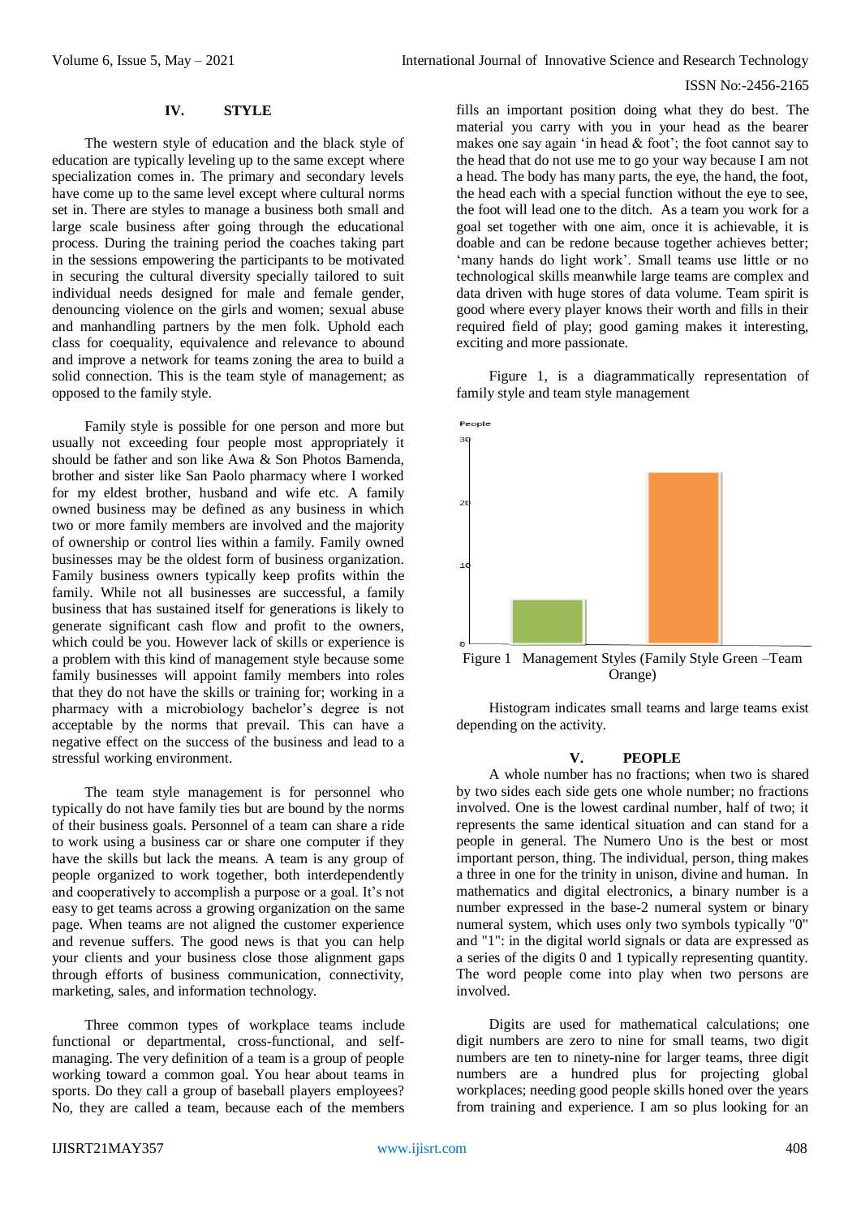## IV. STYLE

The western style of education and the black style of education are typically leveling up to the same except where specialization comes in. The primary and secondary levels have come up to the same level except where cultural norms set in. There are styles to manage a business both small and large scale business after going through the educational process. During the training period the coaches taking part in the sessions empowering the participants to be motivated in securing the cultural diversity specially tailored to suit individual needs designed for male and female gender, denouncing violence on the girls and women; sexual abuse and manhandling partners by the men folk. Uphold each class for coequality, equivalence and relevance to abound and improve a network for teams zoning the area to build a solid connection. This is the team style of management; as opposed to the family style.

Family style is possible for one person and more but usually not exceeding four people most appropriately it should be father and son like Awa & Son Photos Bamenda, brother and sister like San Paolo pharmacy where I worked for my eldest brother, husband and wife etc. A family owned business may be defined as any business in which two or more family members are involved and the majority of ownership or control lies within a family. Family owned businesses may be the oldest form of business organization. Family business owners typically keep profits within the family. While not all businesses are successful, a family business that has sustained itself for generations is likely to generate significant cash flow and profit to the owners, which could be you. However lack of skills or experience is a problem with this kind of management style because some family businesses will appoint family members into roles that they do not have the skills or training for; working in a pharmacy with a microbiology bachelor's degree is not acceptable by the norms that prevail. This can have a negative effect on the success of the business and lead to a stressful working environment.

The team style management is for personnel who typically do not have family ties but are bound by the norms of their business goals. Personnel of a team can share a ride to work using a business car or share one computer if they have the skills but lack the means. A team is any group of people organized to work together, both interdependently and cooperatively to accomplish a purpose or a goal. It's not easy to get teams across a growing organization on the same page. When teams are not aligned the customer experience and revenue suffers. The good news is that you can help your clients and your business close those alignment gaps through efforts of business communication, connectivity, marketing, sales, and information technology.

Three common types of workplace teams include functional or departmental, cross-functional, and self-managing. The very definition of a team is a group of people working toward a common goal. You hear about teams in sports. Do they call a group of baseball players employees? No, they are called a team, because each of the members fills an important position doing what they do best. The material you carry with you in your head as the bearer makes one say again 'in head & foot'; the foot cannot say to the head that do not use me to go your way because I am not a head. The body has many parts, the eye, the hand, the foot, the head each with a special function without the eye to see, the foot will lead one to the ditch. As a team you work for a goal set together with one aim, once it is achievable, it is doable and can be redone because together achieves better; 'many hands do light work'. Small teams use little or no technological skills meanwhile large teams are complex and data driven with huge stores of data volume. Team spirit is good where every player knows their worth and fills in their required field of play; good gaming makes it interesting, exciting and more passionate.

Figure 1, is a diagrammatically representation of family style and team style management

Figure 1 Management Styles (Family Style Green –Team Orange)

Histogram indicates small teams and large teams exist depending on the activity.

## V. PEOPLE

A whole number has no fractions; when two is shared by two sides each side gets one whole number; no fractions involved. One is the lowest cardinal number, half of two; it represents the same identical situation and can stand for a people in general. The Numero Uno is the best or most important person, thing. The individual, person, thing makes a three in one for the trinity in unison, divine and human. In mathematics and digital electronics, a binary number is a number expressed in the base-2 numeral system or binary numeral system, which uses only two symbols typically "0" and "1": in the digital world signals or data are expressed as a series of the digits 0 and 1 typically representing quantity. The word people come into play when two persons are involved.

Digits are used for mathematical calculations; one digit numbers are zero to nine for small teams, two digit numbers are ten to ninety-nine for larger teams, three digit numbers are a hundred plus for projecting global workplaces; needing good people skills honed over the years from training and experience. I am so plus looking for an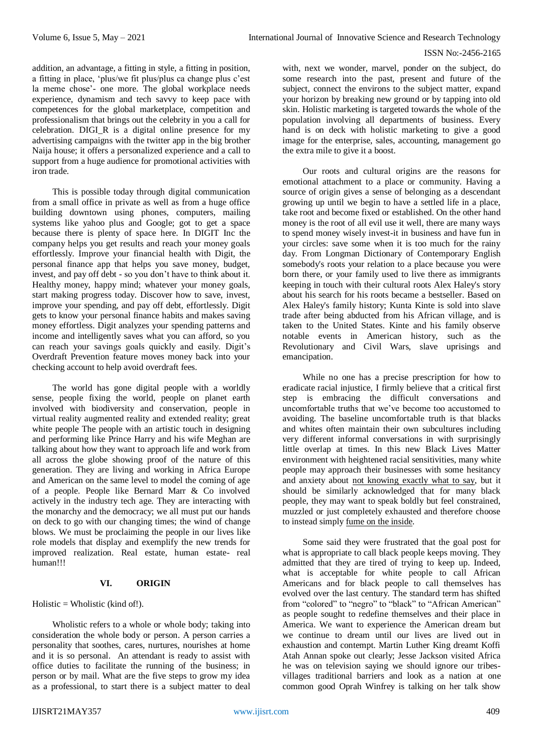addition, an advantage, a fitting in style, a fitting in position, a fitting in place, 'plus/we fit plus/plus ca change plus c'est la meme chose'- one more. The global workplace needs experience, dynamism and tech savvy to keep pace with competences for the global marketplace, competition and professionalism that brings out the celebrity in you a call for celebration. DIGI_R is a digital online presence for my advertising campaigns with the twitter app in the big brother Naija house; it offers a personalized experience and a call to support from a huge audience for promotional activities with iron trade.

This is possible today through digital communication from a small office in private as well as from a huge office building downtown using phones, computers, mailing systems like yahoo plus and Google; got to get a space because there is plenty of space here. In DIGIT Inc the company helps you get results and reach your money goals effortlessly. Improve your financial health with Digit, the personal finance app that helps you save money, budget, invest, and pay off debt - so you don't have to think about it. Healthy money, happy mind; whatever your money goals, start making progress today. Discover how to save, invest, improve your spending, and pay off debt, effortlessly. Digit gets to know your personal finance habits and makes saving money effortless. Digit analyzes your spending patterns and income and intelligently saves what you can afford, so you can reach your savings goals quickly and easily. Digit's Overdraft Prevention feature moves money back into your checking account to help avoid overdraft fees.

The world has gone digital people with a worldly sense, people fixing the world, people on planet earth involved with biodiversity and conservation, people in virtual reality augmented reality and extended reality; great white people The people with an artistic touch in designing and performing like Prince Harry and his wife Meghan are talking about how they want to approach life and work from all across the globe showing proof of the nature of this generation. They are living and working in Africa Europe and American on the same level to model the coming of age of a people. People like Bernard Marr & Co involved actively in the industry tech age. They are interacting with the monarchy and the democracy; we all must put our hands on deck to go with our changing times; the wind of change blows. We must be proclaiming the people in our lives like role models that display and exemplify the new trends for improved realization. Real estate, human estate- real human!!!

## VI. ORIGIN

Holistic = Wholistic (kind of!).

Wholistic refers to a whole or whole body; taking into consideration the whole body or person. A person carries a personality that soothes, cares, nurtures, nourishes at home and it is so personal. An attendant is ready to assist with office duties to facilitate the running of the business; in person or by mail. What are the five steps to grow my idea as a professional, to start there is a subject matter to deal with, next we wonder, marvel, ponder on the subject, do some research into the past, present and future of the subject, connect the environs to the subject matter, expand your horizon by breaking new ground or by tapping into old skin. Holistic marketing is targeted towards the whole of the population involving all departments of business. Every hand is on deck with holistic marketing to give a good image for the enterprise, sales, accounting, management go the extra mile to give it a boost.

Our roots and cultural origins are the reasons for emotional attachment to a place or community. Having a source of origin gives a sense of belonging as a descendant growing up until we begin to have a settled life in a place, take root and become fixed or established. On the other hand money is the root of all evil use it well, there are many ways to spend money wisely invest-it in business and have fun in your circles: save some when it is too much for the rainy day. From Longman Dictionary of Contemporary English somebody's roots your relation to a place because you were born there, or your family used to live there as immigrants keeping in touch with their cultural roots Alex Haley's story about his search for his roots became a bestseller. Based on Alex Haley's family history; Kunta Kinte is sold into slave trade after being abducted from his African village, and is taken to the United States. Kinte and his family observe notable events in American history, such as the Revolutionary and Civil Wars, slave uprisings and emancipation.

While no one has a precise prescription for how to eradicate racial injustice, I firmly believe that a critical first step is embracing the difficult conversations and uncomfortable truths that we've become too accustomed to avoiding. The baseline uncomfortable truth is that blacks and whites often maintain their own subcultures including very different informal conversations in with surprisingly little overlap at times. In this new Black Lives Matter environment with heightened racial sensitivities, many white people may approach their businesses with some hesitancy and anxiety about not knowing exactly what to say, but it should be similarly acknowledged that for many black people, they may want to speak boldly but feel constrained, muzzled or just completely exhausted and therefore choose to instead simply fume on the inside.

Some said they were frustrated that the goal post for what is appropriate to call black people keeps moving. They admitted that they are tired of trying to keep up. Indeed, what is acceptable for white people to call African Americans and for black people to call themselves has evolved over the last century. The standard term has shifted from "colored" to "negro" to "black" to "African American" as people sought to redefine themselves and their place in America. We want to experience the American dream but we continue to dream until our lives are lived out in exhaustion and contempt. Martin Luther King dreamt Koffi Atah Annan spoke out clearly; Jesse Jackson visited Africa he was on television saying we should ignore our tribes-villages traditional barriers and look as a nation at one common good Oprah Winfrey is talking on her talk show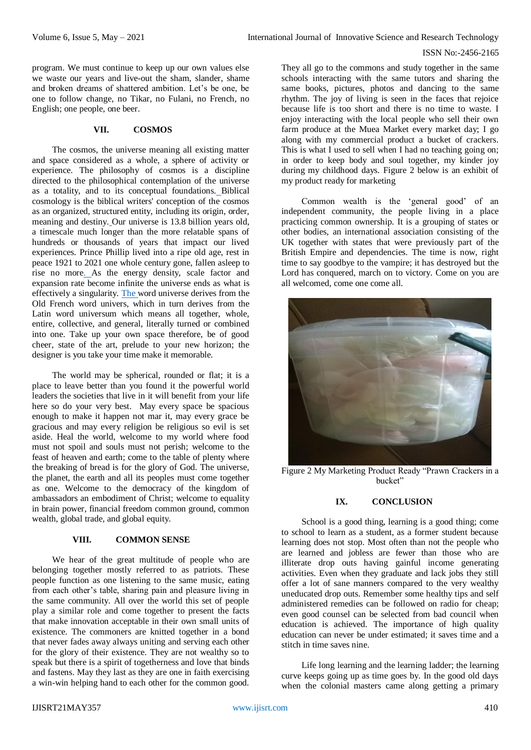program. We must continue to keep up our own values else we waste our years and live-out the sham, slander, shame and broken dreams of shattered ambition. Let's be one, be one to follow change, no Tikar, no Fulani, no French, no English; one people, one beer.

## VII. COSMOS

The cosmos, the universe meaning all existing matter and space considered as a whole, a sphere of activity or experience. The philosophy of cosmos is a discipline directed to the philosophical contemplation of the universe as a totality, and to its conceptual foundations. Biblical cosmology is the biblical writers' conception of the cosmos as an organized, structured entity, including its origin, order, meaning and destiny. Our universe is 13.8 billion years old, a timescale much longer than the more relatable spans of hundreds or thousands of years that impact our lived experiences. Prince Phillip lived into a ripe old age, rest in peace 1921 to 2021 one whole century gone, fallen asleep to rise no more. As the energy density, scale factor and expansion rate become infinite the universe ends as what is effectively a singularity. The word universe derives from the Old French word univers, which in turn derives from the Latin word universum which means all together, whole, entire, collective, and general, literally turned or combined into one. Take up your own space therefore, be of good cheer, state of the art, prelude to your new horizon; the designer is you take your time make it memorable.

The world may be spherical, rounded or flat; it is a place to leave better than you found it the powerful world leaders the societies that live in it will benefit from your life here so do your very best. May every space be spacious enough to make it happen not mar it, may every grace be gracious and may every religion be religious so evil is set aside. Heal the world, welcome to my world where food must not spoil and souls must not perish; welcome to the feast of heaven and earth; come to the table of plenty where the breaking of bread is for the glory of God. The universe, the planet, the earth and all its peoples must come together as one. Welcome to the democracy of the kingdom of ambassadors an embodiment of Christ; welcome to equality in brain power, financial freedom common ground, common wealth, global trade, and global equity.

## VIII. COMMON SENSE

We hear of the great multitude of people who are belonging together mostly referred to as patriots. These people function as one listening to the same music, eating from each other's table, sharing pain and pleasure living in the same community. All over the world this set of people play a similar role and come together to present the facts that make innovation acceptable in their own small units of existence. The commoners are knitted together in a bond that never fades away always uniting and serving each other for the glory of their existence. They are not wealthy so to speak but there is a spirit of togetherness and love that binds and fastens. May they last as they are one in faith exercising a win-win helping hand to each other for the common good. They all go to the commons and study together in the same schools interacting with the same tutors and sharing the same books, pictures, photos and dancing to the same rhythm. The joy of living is seen in the faces that rejoice because life is too short and there is no time to waste. I enjoy interacting with the local people who sell their own farm produce at the Muea Market every market day; I go along with my commercial product a bucket of crackers. This is what I used to sell when I had no teaching going on; in order to keep body and soul together, my kinder joy during my childhood days. Figure 2 below is an exhibit of my product ready for marketing

Common wealth is the 'general good' of an independent community, the people living in a place practicing common ownership. It is a grouping of states or other bodies, an international association consisting of the UK together with states that were previously part of the British Empire and dependencies. The time is now, right time to say goodbye to the vampire; it has destroyed but the Lord has conquered, march on to victory. Come on you are all welcomed, come one come all.

Figure 2 My Marketing Product Ready "Prawn Crackers in a bucket"

## IX. CONCLUSION

School is a good thing, learning is a good thing; come to school to learn as a student, as a former student because learning does not stop. Most often than not the people who are learned and jobless are fewer than those who are illiterate drop outs having gainful income generating activities. Even when they graduate and lack jobs they still offer a lot of sane manners compared to the very wealthy uneducated drop outs. Remember some healthy tips and self administered remedies can be followed on radio for cheap; even good counsel can be selected from bad council when education is achieved. The importance of high quality education can never be under estimated; it saves time and a stitch in time saves nine.

Life long learning and the learning ladder; the learning curve keeps going up as time goes by. In the good old days when the colonial masters came along getting a primary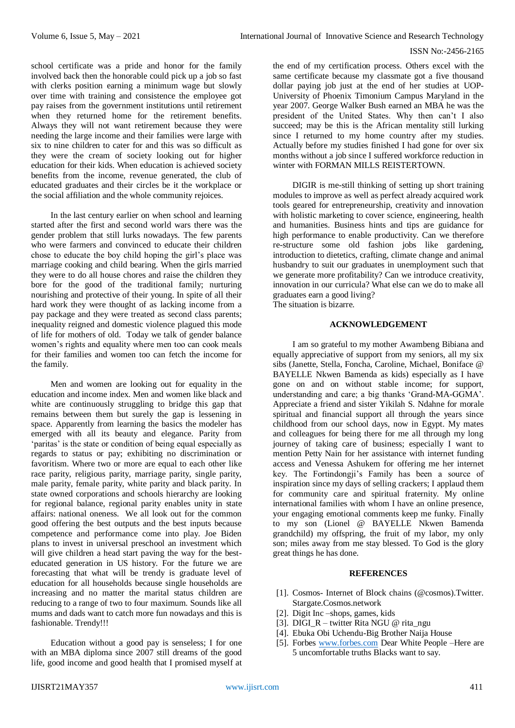school certificate was a pride and honor for the family involved back then the honorable could pick up a job so fast with clerks position earning a minimum wage but slowly over time with training and consistence the employee got pay raises from the government institutions until retirement when they returned home for the retirement benefits. Always they will not want retirement because they were needing the large income and their families were large with six to nine children to cater for and this was so difficult as they were the cream of society looking out for higher education for their kids. When education is achieved society benefits from the income, revenue generated, the club of educated graduates and their circles be it the workplace or the social affiliation and the whole community rejoices.

In the last century earlier on when school and learning started after the first and second world wars there was the gender problem that still lurks nowadays. The few parents who were farmers and convinced to educate their children chose to educate the boy child hoping the girl's place was marriage cooking and child bearing. When the girls married they were to do all house chores and raise the children they bore for the good of the traditional family; nurturing nourishing and protective of their young. In spite of all their hard work they were thought of as lacking income from a pay package and they were treated as second class parents; inequality reigned and domestic violence plagued this mode of life for mothers of old. Today we talk of gender balance women's rights and equality where men too can cook meals for their families and women too can fetch the income for the family.

Men and women are looking out for equality in the education and income index. Men and women like black and white are continuously struggling to bridge this gap that remains between them but surely the gap is lessening in space. Apparently from learning the basics the modeler has emerged with all its beauty and elegance. Parity from 'paritas' is the state or condition of being equal especially as regards to status or pay; exhibiting no discrimination or favoritism. Where two or more are equal to each other like race parity, religious parity, marriage parity, single parity, male parity, female parity, white parity and black parity. In state owned corporations and schools hierarchy are looking for regional balance, regional parity enables unity in state affairs: national oneness. We all look out for the common good offering the best outputs and the best inputs because competence and performance come into play. Joe Biden plans to invest in universal preschool an investment which will give children a head start paving the way for the best-educated generation in US history. For the future we are forecasting that what will be trendy is graduate level of education for all households because single households are increasing and no matter the marital status children are reducing to a range of two to four maximum. Sounds like all mums and dads want to catch more fun nowadays and this is fashionable. Trendy!!!

Education without a good pay is senseless; I for one with an MBA diploma since 2007 still dreams of the good life, good income and good health that I promised myself at the end of my certification process. Others excel with the same certificate because my classmate got a five thousand dollar paying job just at the end of her studies at UOP-University of Phoenix Timonium Campus Maryland in the year 2007. George Walker Bush earned an MBA he was the president of the United States. Why then can't I also succeed; may be this is the African mentality still lurking since I returned to my home country after my studies. Actually before my studies finished I had gone for over six months without a job since I suffered workforce reduction in winter with FORMAN MILLS REISTERTOWN.

DIGIR is me-still thinking of setting up short training modules to improve as well as perfect already acquired work tools geared for entrepreneurship, creativity and innovation with holistic marketing to cover science, engineering, health and humanities. Business hints and tips are guidance for high performance to enable productivity. Can we therefore re-structure some old fashion jobs like gardening, introduction to dietetics, crafting, climate change and animal husbandry to suit our graduates in unemployment such that we generate more profitability? Can we introduce creativity, innovation in our curricula? What else can we do to make all graduates earn a good living?
The situation is bizarre.

## ACKNOWLEDGEMENT

I am so grateful to my mother Awambeng Bibiana and equally appreciative of support from my seniors, all my six sibs (Janette, Stella, Foncha, Caroline, Michael, Boniface @ BAYELLE Nkwen Bamenda as kids) especially as I have gone on and on without stable income; for support, understanding and care; a big thanks 'Grand-MA-GGMA'. Appreciate a friend and sister Yikilah S. Ndahne for morale spiritual and financial support all through the years since childhood from our school days, now in Egypt. My mates and colleagues for being there for me all through my long journey of taking care of business; especially I want to mention Petty Nain for her assistance with internet funding access and Venessa Ashukem for offering me her internet key. The Fortindongji's Family has been a source of inspiration since my days of selling crackers; I applaud them for community care and spiritual fraternity. My online international families with whom I have an online presence, your engaging emotional comments keep me funky. Finally to my son (Lionel @ BAYELLE Nkwen Bamenda grandchild) my offspring, the fruit of my labor, my only son; miles away from me stay blessed. To God is the glory great things he has done.

## REFERENCES

[1]. Cosmos- Internet of Block chains (@cosmos).Twitter. Stargate.Cosmos.network
[2]. Digit Inc –shops, games, kids
[3]. DIGI_R – twitter Rita NGU @ rita_ngu
[4]. Ebuka Obi Uchendu-Big Brother Naija House
[5]. Forbes www.forbes.com Dear White People –Here are 5 uncomfortable truths Blacks want to say.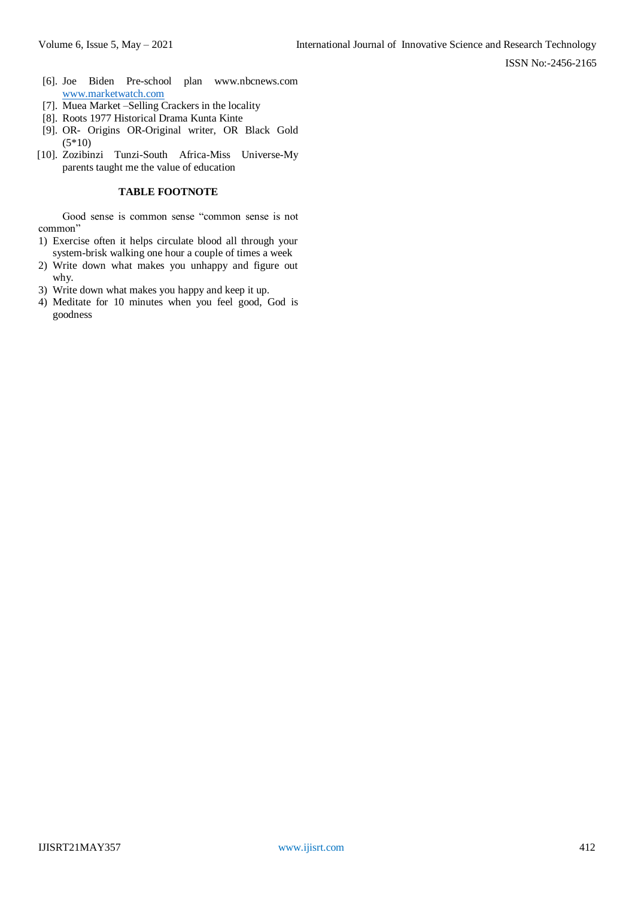[6]. Joe Biden Pre-school plan www.nbcnews.com www.marketwatch.com

[7]. Muea Market –Selling Crackers in the locality

[8]. Roots 1977 Historical Drama Kunta Kinte

[9]. OR- Origins OR-Original writer, OR Black Gold (5*10)

[10]. Zozibinzi Tunzi-South Africa-Miss Universe-My parents taught me the value of education

### TABLE FOOTNOTE

Good sense is common sense "common sense is not common"

1) Exercise often it helps circulate blood all through your system-brisk walking one hour a couple of times a week
2) Write down what makes you unhappy and figure out why.
3) Write down what makes you happy and keep it up.
4) Meditate for 10 minutes when you feel good, God is goodness